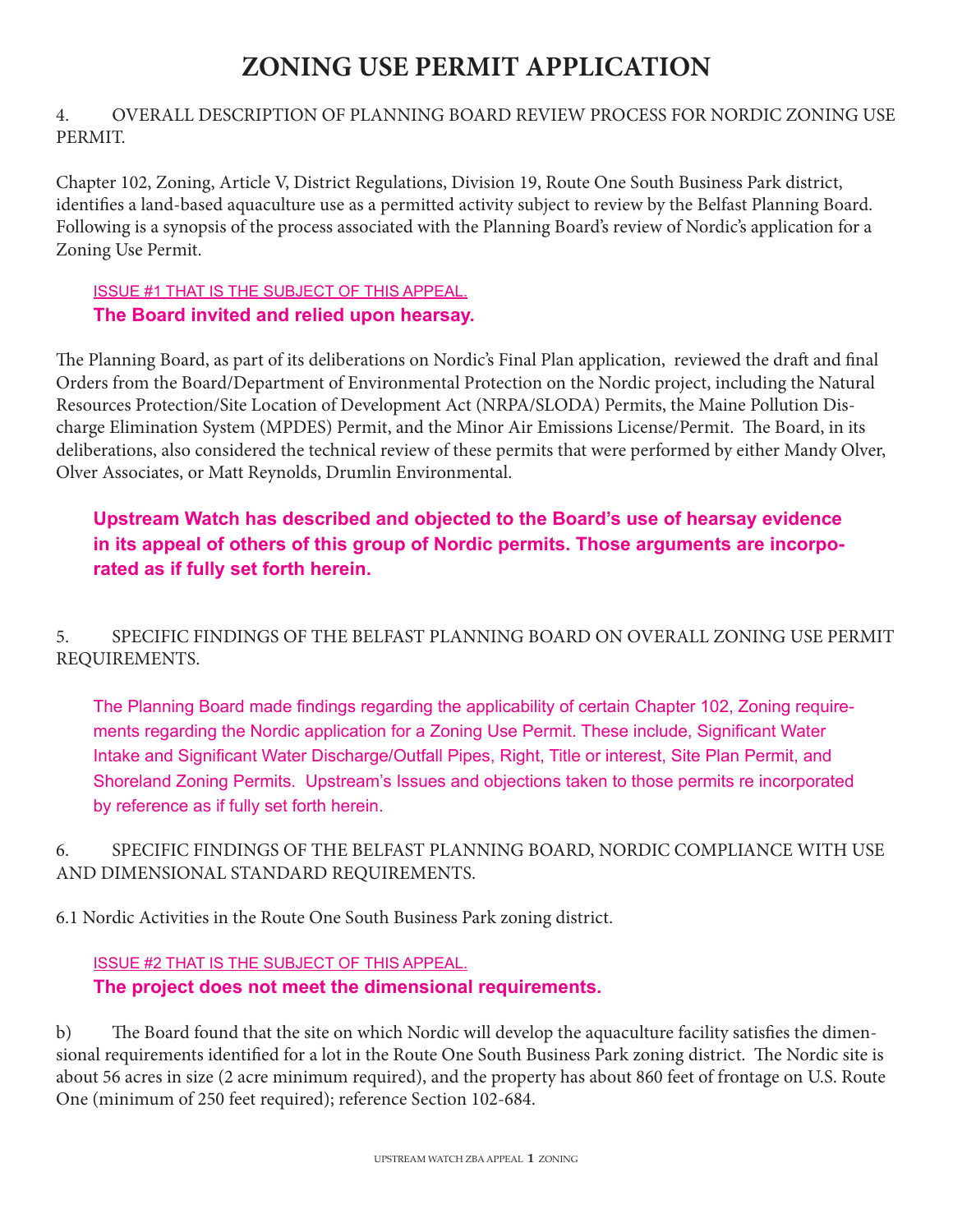# ZONING USE PERMIT APPLICATION

4. OVERALL DESCRIPTION OF PLANNING BOARD REVIEW PROCESS FOR NORDIC ZONING USE PERMIT.

Chapter 102, Zoning, Article V, District Regulations, Division 19, Route One South Business Park district, identifies a land-based aquaculture use as a permitted activity subject to review by the Belfast Planning Board. Following is a synopsis of the process associated with the Planning Board's review of Nordic's application for a Zoning Use Permit.

ISSUE #1 THAT IS THE SUBJECT OF THIS APPEAL.

**The Board invited and relied upon hearsay.**

The Planning Board, as part of its deliberations on Nordic's Final Plan application, reviewed the draft and final Orders from the Board/Department of Environmental Protection on the Nordic project, including the Natural Resources Protection/Site Location of Development Act (NRPA/SLODA) Permits, the Maine Pollution Discharge Elimination System (MPDES) Permit, and the Minor Air Emissions License/Permit. The Board, in its deliberations, also considered the technical review of these permits that were performed by either Mandy Olver, Olver Associates, or Matt Reynolds, Drumlin Environmental.

**Upstream Watch has described and objected to the Board's use of hearsay evidence in its appeal of others of this group of Nordic permits. Those arguments are incorporated as if fully set forth herein.**

5. SPECIFIC FINDINGS OF THE BELFAST PLANNING BOARD ON OVERALL ZONING USE PERMIT REQUIREMENTS.

The Planning Board made findings regarding the applicability of certain Chapter 102, Zoning requirements regarding the Nordic application for a Zoning Use Permit. These include, Significant Water Intake and Significant Water Discharge/Outfall Pipes, Right, Title or interest, Site Plan Permit, and Shoreland Zoning Permits. Upstream's Issues and objections taken to those permits re incorporated by reference as if fully set forth herein.

6. SPECIFIC FINDINGS OF THE BELFAST PLANNING BOARD, NORDIC COMPLIANCE WITH USE AND DIMENSIONAL STANDARD REQUIREMENTS.

6.1 Nordic Activities in the Route One South Business Park zoning district.

ISSUE #2 THAT IS THE SUBJECT OF THIS APPEAL.

**The project does not meet the dimensional requirements.**

b) The Board found that the site on which Nordic will develop the aquaculture facility satisfies the dimensional requirements identified for a lot in the Route One South Business Park zoning district. The Nordic site is about 56 acres in size (2 acre minimum required), and the property has about 860 feet of frontage on U.S. Route One (minimum of 250 feet required); reference Section 102-684.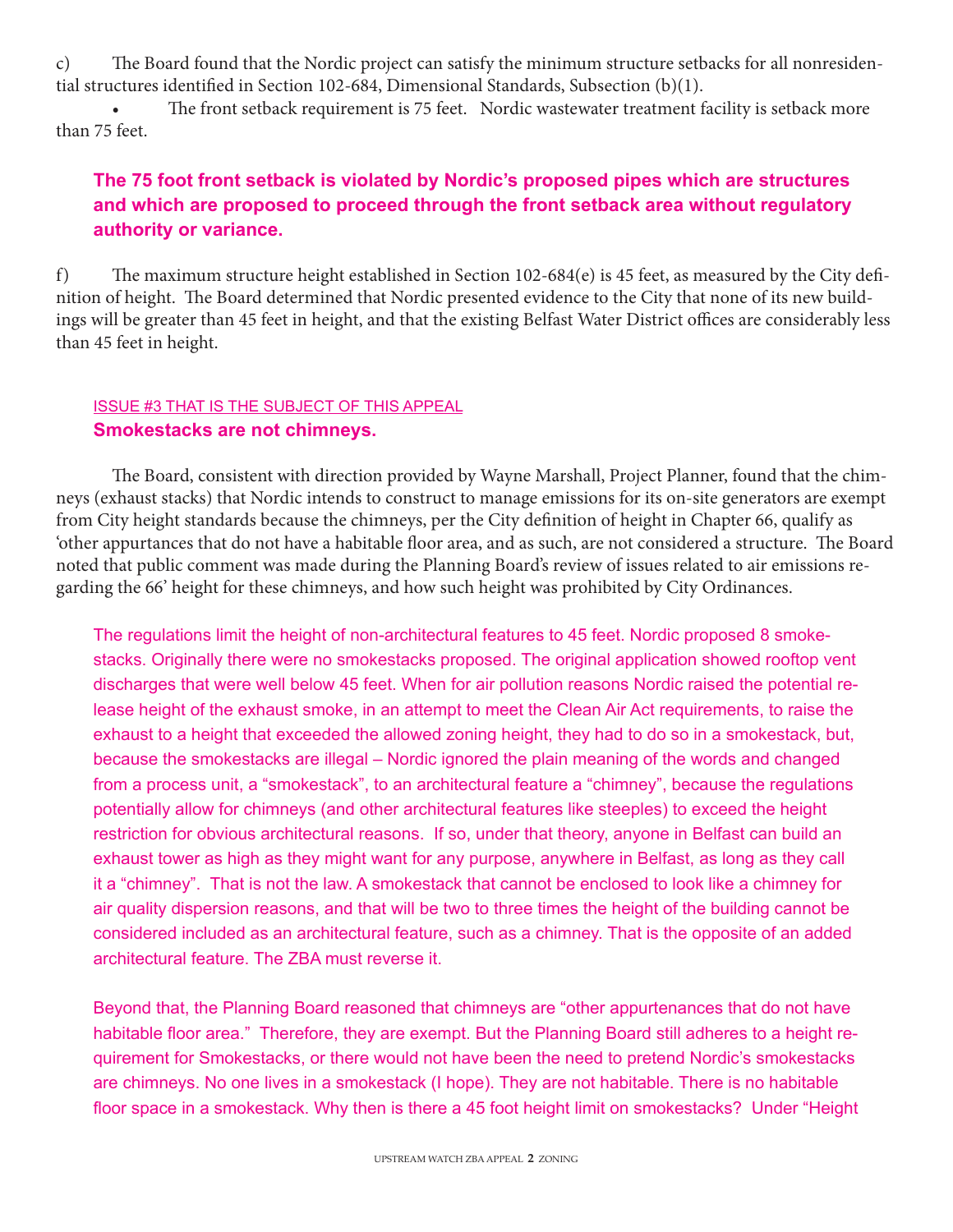c) The Board found that the Nordic project can satisfy the minimum structure setbacks for all nonresidential structures identified in Section 102-684, Dimensional Standards, Subsection (b)(1).

- The front setback requirement is 75 feet. Nordic wastewater treatment facility is setback more than 75 feet.

**The 75 foot front setback is violated by Nordic's proposed pipes which are structures and which are proposed to proceed through the front setback area without regulatory authority or variance.**

f) The maximum structure height established in Section 102-684(e) is 45 feet, as measured by the City definition of height. The Board determined that Nordic presented evidence to the City that none of its new buildings will be greater than 45 feet in height, and that the existing Belfast Water District offices are considerably less than 45 feet in height.

ISSUE #3 THAT IS THE SUBJECT OF THIS APPEAL

**Smokestacks are not chimneys.**

The Board, consistent with direction provided by Wayne Marshall, Project Planner, found that the chimneys (exhaust stacks) that Nordic intends to construct to manage emissions for its on-site generators are exempt from City height standards because the chimneys, per the City definition of height in Chapter 66, qualify as 'other appurtances that do not have a habitable floor area, and as such, are not considered a structure. The Board noted that public comment was made during the Planning Board's review of issues related to air emissions regarding the 66' height for these chimneys, and how such height was prohibited by City Ordinances.

The regulations limit the height of non-architectural features to 45 feet. Nordic proposed 8 smokestacks. Originally there were no smokestacks proposed. The original application showed rooftop vent discharges that were well below 45 feet. When for air pollution reasons Nordic raised the potential release height of the exhaust smoke, in an attempt to meet the Clean Air Act requirements, to raise the exhaust to a height that exceeded the allowed zoning height, they had to do so in a smokestack, but, because the smokestacks are illegal – Nordic ignored the plain meaning of the words and changed from a process unit, a "smokestack", to an architectural feature a "chimney", because the regulations potentially allow for chimneys (and other architectural features like steeples) to exceed the height restriction for obvious architectural reasons. If so, under that theory, anyone in Belfast can build an exhaust tower as high as they might want for any purpose, anywhere in Belfast, as long as they call it a "chimney". That is not the law. A smokestack that cannot be enclosed to look like a chimney for air quality dispersion reasons, and that will be two to three times the height of the building cannot be considered included as an architectural feature, such as a chimney. That is the opposite of an added architectural feature. The ZBA must reverse it.

Beyond that, the Planning Board reasoned that chimneys are "other appurtenances that do not have habitable floor area." Therefore, they are exempt. But the Planning Board still adheres to a height requirement for Smokestacks, or there would not have been the need to pretend Nordic's smokestacks are chimneys. No one lives in a smokestack (I hope). They are not habitable. There is no habitable floor space in a smokestack. Why then is there a 45 foot height limit on smokestacks? Under "Height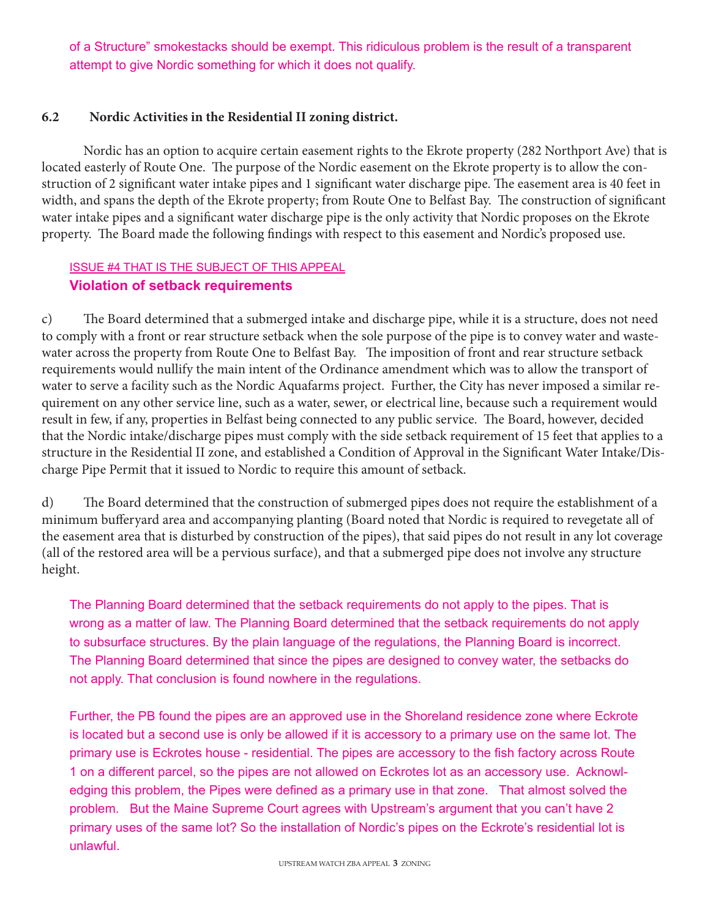of a Structure" smokestacks should be exempt. This ridiculous problem is the result of a transparent attempt to give Nordic something for which it does not qualify.

**6.2 Nordic Activities in the Residential II zoning district.**

Nordic has an option to acquire certain easement rights to the Ekrote property (282 Northport Ave) that is located easterly of Route One. The purpose of the Nordic easement on the Ekrote property is to allow the construction of 2 significant water intake pipes and 1 significant water discharge pipe. The easement area is 40 feet in width, and spans the depth of the Ekrote property; from Route One to Belfast Bay. The construction of significant water intake pipes and a significant water discharge pipe is the only activity that Nordic proposes on the Ekrote property. The Board made the following findings with respect to this easement and Nordic's proposed use.

ISSUE #4 THAT IS THE SUBJECT OF THIS APPEAL

**Violation of setback requirements**

c) The Board determined that a submerged intake and discharge pipe, while it is a structure, does not need to comply with a front or rear structure setback when the sole purpose of the pipe is to convey water and wastewater across the property from Route One to Belfast Bay. The imposition of front and rear structure setback requirements would nullify the main intent of the Ordinance amendment which was to allow the transport of water to serve a facility such as the Nordic Aquafarms project. Further, the City has never imposed a similar requirement on any other service line, such as a water, sewer, or electrical line, because such a requirement would result in few, if any, properties in Belfast being connected to any public service. The Board, however, decided that the Nordic intake/discharge pipes must comply with the side setback requirement of 15 feet that applies to a structure in the Residential II zone, and established a Condition of Approval in the Significant Water Intake/Discharge Pipe Permit that it issued to Nordic to require this amount of setback.

d) The Board determined that the construction of submerged pipes does not require the establishment of a minimum bufferyard area and accompanying planting (Board noted that Nordic is required to revegetate all of the easement area that is disturbed by construction of the pipes), that said pipes do not result in any lot coverage (all of the restored area will be a pervious surface), and that a submerged pipe does not involve any structure height.

The Planning Board determined that the setback requirements do not apply to the pipes. That is wrong as a matter of law. The Planning Board determined that the setback requirements do not apply to subsurface structures. By the plain language of the regulations, the Planning Board is incorrect. The Planning Board determined that since the pipes are designed to convey water, the setbacks do not apply. That conclusion is found nowhere in the regulations.

Further, the PB found the pipes are an approved use in the Shoreland residence zone where Eckrote is located but a second use is only be allowed if it is accessory to a primary use on the same lot. The primary use is Eckrotes house - residential. The pipes are accessory to the fish factory across Route 1 on a different parcel, so the pipes are not allowed on Eckrotes lot as an accessory use. Acknowledging this problem, the Pipes were defined as a primary use in that zone. That almost solved the problem. But the Maine Supreme Court agrees with Upstream's argument that you can't have 2 primary uses of the same lot? So the installation of Nordic's pipes on the Eckrote's residential lot is unlawful.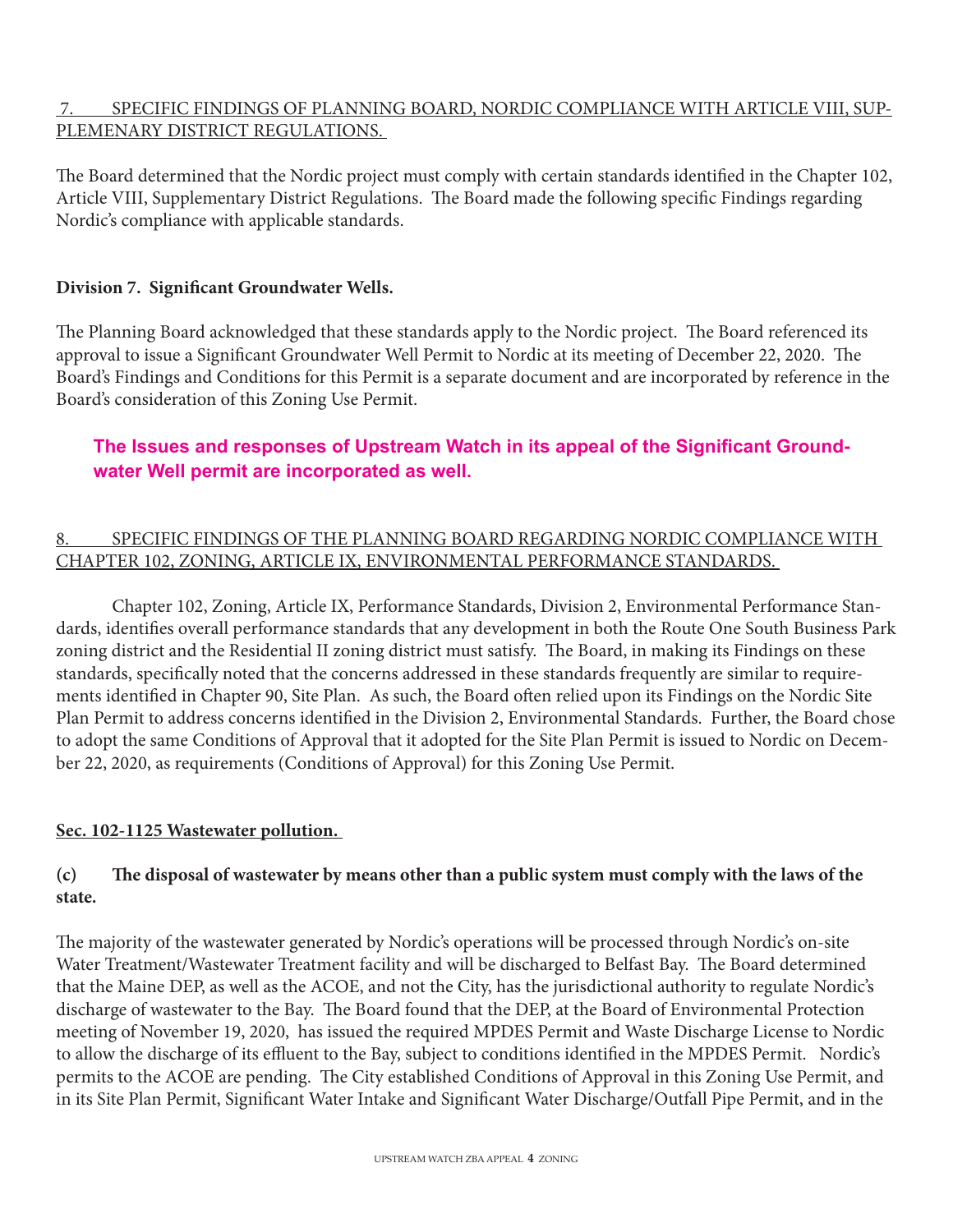7. SPECIFIC FINDINGS OF PLANNING BOARD, NORDIC COMPLIANCE WITH ARTICLE VIII, SUPPLEMENARY DISTRICT REGULATIONS.

The Board determined that the Nordic project must comply with certain standards identified in the Chapter 102, Article VIII, Supplementary District Regulations. The Board made the following specific Findings regarding Nordic's compliance with applicable standards.

**Division 7. Significant Groundwater Wells.**

The Planning Board acknowledged that these standards apply to the Nordic project. The Board referenced its approval to issue a Significant Groundwater Well Permit to Nordic at its meeting of December 22, 2020. The Board's Findings and Conditions for this Permit is a separate document and are incorporated by reference in the Board's consideration of this Zoning Use Permit.

**The Issues and responses of Upstream Watch in its appeal of the Significant Groundwater Well permit are incorporated as well.**

8. SPECIFIC FINDINGS OF THE PLANNING BOARD REGARDING NORDIC COMPLIANCE WITH CHAPTER 102, ZONING, ARTICLE IX, ENVIRONMENTAL PERFORMANCE STANDARDS.

Chapter 102, Zoning, Article IX, Performance Standards, Division 2, Environmental Performance Standards, identifies overall performance standards that any development in both the Route One South Business Park zoning district and the Residential II zoning district must satisfy. The Board, in making its Findings on these standards, specifically noted that the concerns addressed in these standards frequently are similar to requirements identified in Chapter 90, Site Plan. As such, the Board often relied upon its Findings on the Nordic Site Plan Permit to address concerns identified in the Division 2, Environmental Standards. Further, the Board chose to adopt the same Conditions of Approval that it adopted for the Site Plan Permit is issued to Nordic on December 22, 2020, as requirements (Conditions of Approval) for this Zoning Use Permit.

**Sec. 102-1125 Wastewater pollution.**

**(c) The disposal of wastewater by means other than a public system must comply with the laws of the state.**

The majority of the wastewater generated by Nordic's operations will be processed through Nordic's on-site Water Treatment/Wastewater Treatment facility and will be discharged to Belfast Bay. The Board determined that the Maine DEP, as well as the ACOE, and not the City, has the jurisdictional authority to regulate Nordic's discharge of wastewater to the Bay. The Board found that the DEP, at the Board of Environmental Protection meeting of November 19, 2020, has issued the required MPDES Permit and Waste Discharge License to Nordic to allow the discharge of its effluent to the Bay, subject to conditions identified in the MPDES Permit. Nordic's permits to the ACOE are pending. The City established Conditions of Approval in this Zoning Use Permit, and in its Site Plan Permit, Significant Water Intake and Significant Water Discharge/Outfall Pipe Permit, and in the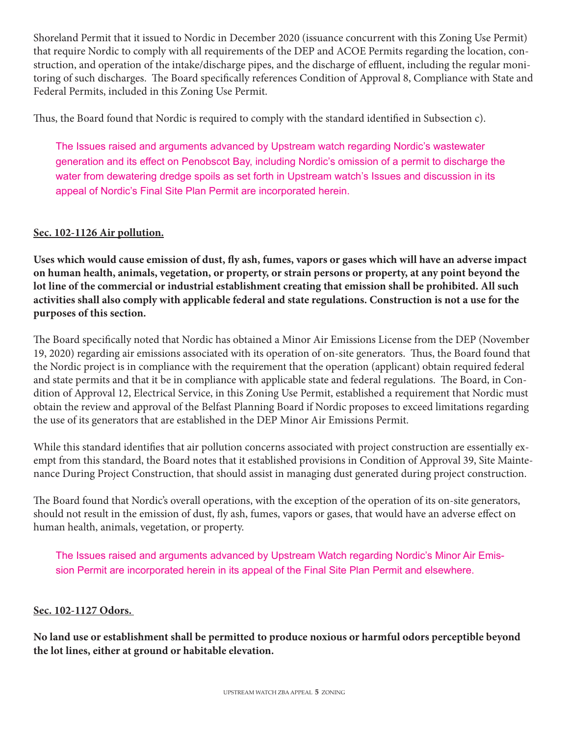Shoreland Permit that it issued to Nordic in December 2020 (issuance concurrent with this Zoning Use Permit) that require Nordic to comply with all requirements of the DEP and ACOE Permits regarding the location, construction, and operation of the intake/discharge pipes, and the discharge of effluent, including the regular monitoring of such discharges. The Board specifically references Condition of Approval 8, Compliance with State and Federal Permits, included in this Zoning Use Permit.

Thus, the Board found that Nordic is required to comply with the standard identified in Subsection c).

> The Issues raised and arguments advanced by Upstream watch regarding Nordic's wastewater generation and its effect on Penobscot Bay, including Nordic's omission of a permit to discharge the water from dewatering dredge spoils as set forth in Upstream watch's Issues and discussion in its appeal of Nordic's Final Site Plan Permit are incorporated herein.

**Sec. 102-1126 Air pollution.**

**Uses which would cause emission of dust, fly ash, fumes, vapors or gases which will have an adverse impact on human health, animals, vegetation, or property, or strain persons or property, at any point beyond the lot line of the commercial or industrial establishment creating that emission shall be prohibited. All such activities shall also comply with applicable federal and state regulations. Construction is not a use for the purposes of this section.**

The Board specifically noted that Nordic has obtained a Minor Air Emissions License from the DEP (November 19, 2020) regarding air emissions associated with its operation of on-site generators. Thus, the Board found that the Nordic project is in compliance with the requirement that the operation (applicant) obtain required federal and state permits and that it be in compliance with applicable state and federal regulations. The Board, in Condition of Approval 12, Electrical Service, in this Zoning Use Permit, established a requirement that Nordic must obtain the review and approval of the Belfast Planning Board if Nordic proposes to exceed limitations regarding the use of its generators that are established in the DEP Minor Air Emissions Permit.

While this standard identifies that air pollution concerns associated with project construction are essentially exempt from this standard, the Board notes that it established provisions in Condition of Approval 39, Site Maintenance During Project Construction, that should assist in managing dust generated during project construction.

The Board found that Nordic's overall operations, with the exception of the operation of its on-site generators, should not result in the emission of dust, fly ash, fumes, vapors or gases, that would have an adverse effect on human health, animals, vegetation, or property.

> The Issues raised and arguments advanced by Upstream Watch regarding Nordic's Minor Air Emission Permit are incorporated herein in its appeal of the Final Site Plan Permit and elsewhere.

**Sec. 102-1127 Odors.**

**No land use or establishment shall be permitted to produce noxious or harmful odors perceptible beyond the lot lines, either at ground or habitable elevation.**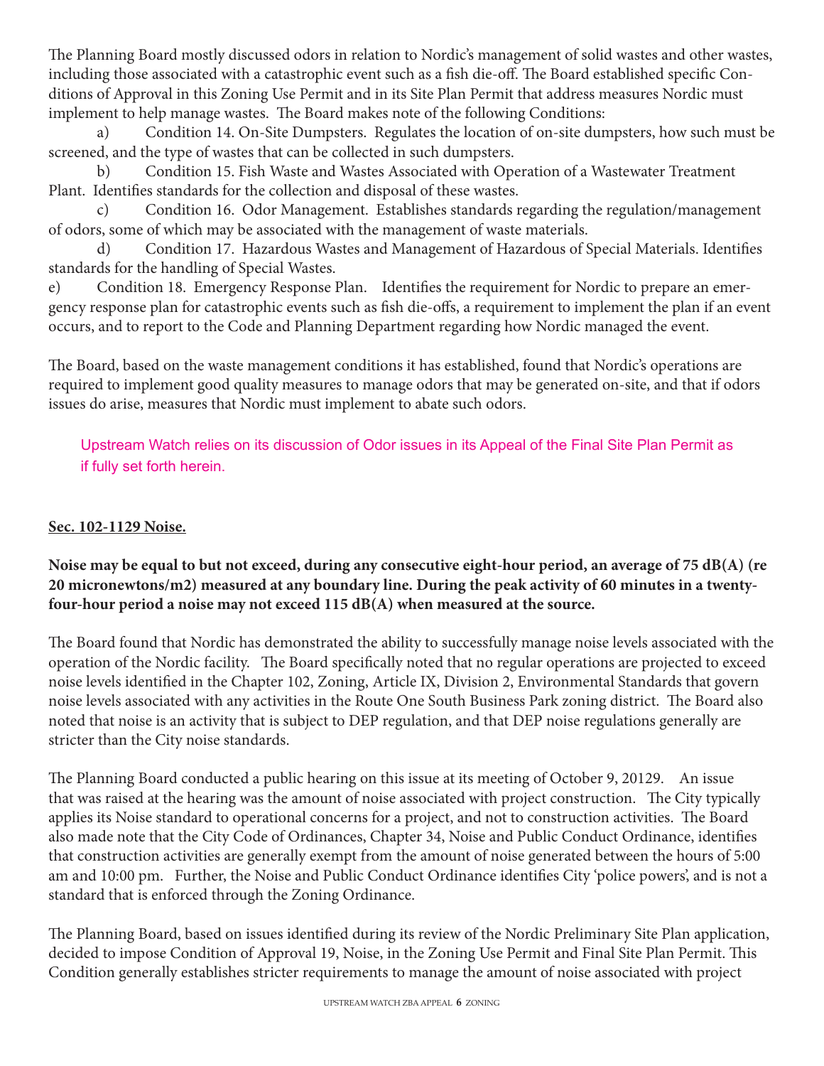The Planning Board mostly discussed odors in relation to Nordic's management of solid wastes and other wastes, including those associated with a catastrophic event such as a fish die-off. The Board established specific Conditions of Approval in this Zoning Use Permit and in its Site Plan Permit that address measures Nordic must implement to help manage wastes. The Board makes note of the following Conditions:

a) Condition 14. On-Site Dumpsters. Regulates the location of on-site dumpsters, how such must be screened, and the type of wastes that can be collected in such dumpsters.

b) Condition 15. Fish Waste and Wastes Associated with Operation of a Wastewater Treatment Plant. Identifies standards for the collection and disposal of these wastes.

c) Condition 16. Odor Management. Establishes standards regarding the regulation/management of odors, some of which may be associated with the management of waste materials.

d) Condition 17. Hazardous Wastes and Management of Hazardous of Special Materials. Identifies standards for the handling of Special Wastes.

e) Condition 18. Emergency Response Plan. Identifies the requirement for Nordic to prepare an emergency response plan for catastrophic events such as fish die-offs, a requirement to implement the plan if an event occurs, and to report to the Code and Planning Department regarding how Nordic managed the event.

The Board, based on the waste management conditions it has established, found that Nordic's operations are required to implement good quality measures to manage odors that may be generated on-site, and that if odors issues do arise, measures that Nordic must implement to abate such odors.

Upstream Watch relies on its discussion of Odor issues in its Appeal of the Final Site Plan Permit as if fully set forth herein.

**Sec. 102-1129 Noise.**

**Noise may be equal to but not exceed, during any consecutive eight-hour period, an average of 75 dB(A) (re 20 micronewtons/m2) measured at any boundary line. During the peak activity of 60 minutes in a twenty-four-hour period a noise may not exceed 115 dB(A) when measured at the source.**

The Board found that Nordic has demonstrated the ability to successfully manage noise levels associated with the operation of the Nordic facility. The Board specifically noted that no regular operations are projected to exceed noise levels identified in the Chapter 102, Zoning, Article IX, Division 2, Environmental Standards that govern noise levels associated with any activities in the Route One South Business Park zoning district. The Board also noted that noise is an activity that is subject to DEP regulation, and that DEP noise regulations generally are stricter than the City noise standards.

The Planning Board conducted a public hearing on this issue at its meeting of October 9, 20129. An issue that was raised at the hearing was the amount of noise associated with project construction. The City typically applies its Noise standard to operational concerns for a project, and not to construction activities. The Board also made note that the City Code of Ordinances, Chapter 34, Noise and Public Conduct Ordinance, identifies that construction activities are generally exempt from the amount of noise generated between the hours of 5:00 am and 10:00 pm. Further, the Noise and Public Conduct Ordinance identifies City 'police powers', and is not a standard that is enforced through the Zoning Ordinance.

The Planning Board, based on issues identified during its review of the Nordic Preliminary Site Plan application, decided to impose Condition of Approval 19, Noise, in the Zoning Use Permit and Final Site Plan Permit. This Condition generally establishes stricter requirements to manage the amount of noise associated with project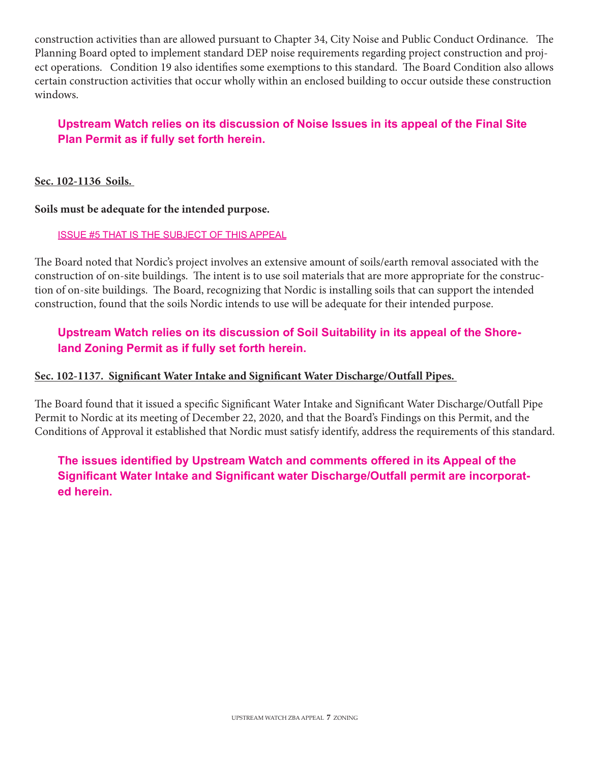construction activities than are allowed pursuant to Chapter 34, City Noise and Public Conduct Ordinance. The Planning Board opted to implement standard DEP noise requirements regarding project construction and project operations. Condition 19 also identifies some exemptions to this standard. The Board Condition also allows certain construction activities that occur wholly within an enclosed building to occur outside these construction windows.

**Upstream Watch relies on its discussion of Noise Issues in its appeal of the Final Site Plan Permit as if fully set forth herein.**

**Sec. 102-1136 Soils.**

**Soils must be adequate for the intended purpose.**

ISSUE #5 THAT IS THE SUBJECT OF THIS APPEAL

The Board noted that Nordic's project involves an extensive amount of soils/earth removal associated with the construction of on-site buildings. The intent is to use soil materials that are more appropriate for the construction of on-site buildings. The Board, recognizing that Nordic is installing soils that can support the intended construction, found that the soils Nordic intends to use will be adequate for their intended purpose.

**Upstream Watch relies on its discussion of Soil Suitability in its appeal of the Shoreland Zoning Permit as if fully set forth herein.**

**Sec. 102-1137. Significant Water Intake and Significant Water Discharge/Outfall Pipes.**

The Board found that it issued a specific Significant Water Intake and Significant Water Discharge/Outfall Pipe Permit to Nordic at its meeting of December 22, 2020, and that the Board's Findings on this Permit, and the Conditions of Approval it established that Nordic must satisfy identify, address the requirements of this standard.

**The issues identified by Upstream Watch and comments offered in its Appeal of the Significant Water Intake and Significant water Discharge/Outfall permit are incorporated herein.**